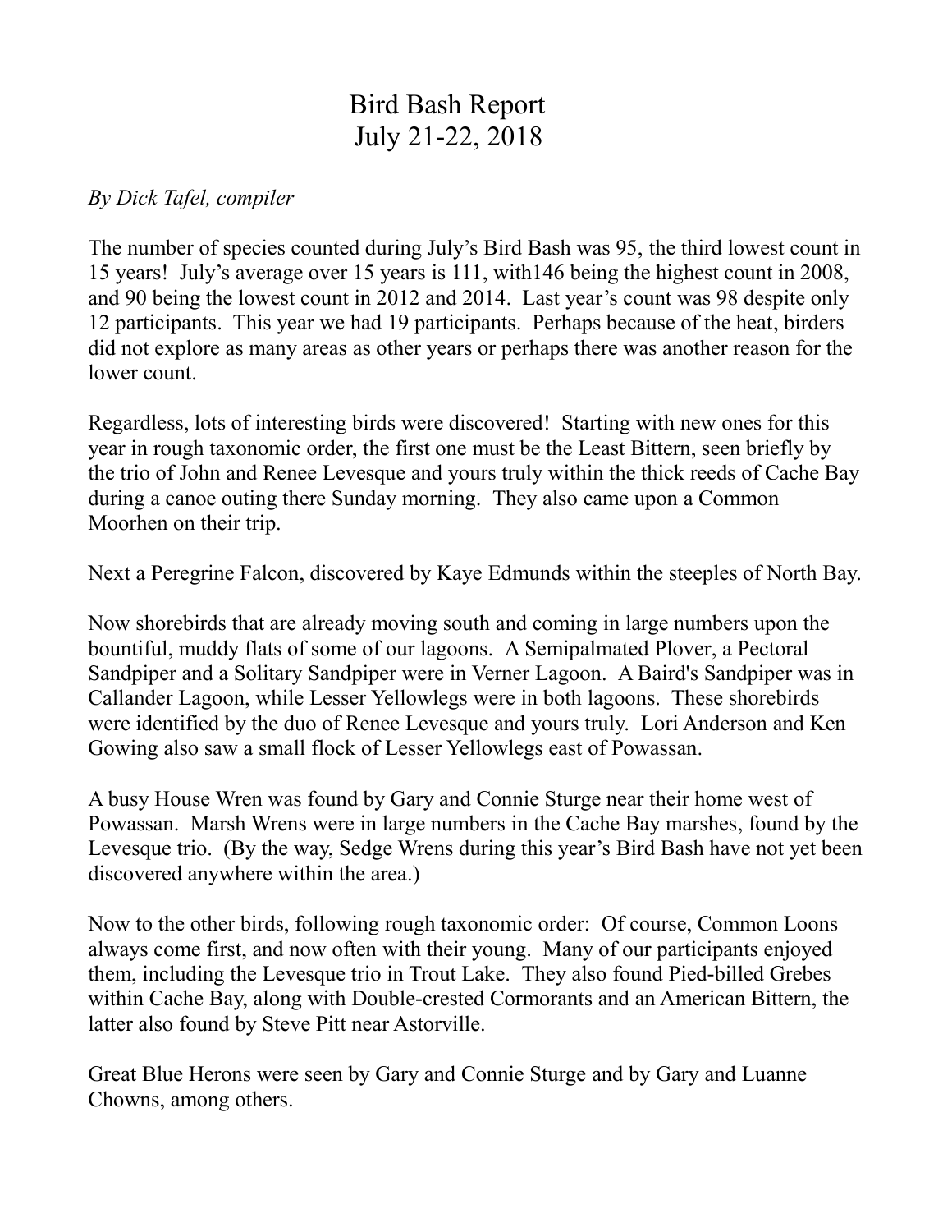# Bird Bash Report
# July 21-22, 2018

*By Dick Tafel, compiler*

The number of species counted during July's Bird Bash was 95, the third lowest count in 15 years! July's average over 15 years is 111, with146 being the highest count in 2008, and 90 being the lowest count in 2012 and 2014. Last year's count was 98 despite only 12 participants. This year we had 19 participants. Perhaps because of the heat, birders did not explore as many areas as other years or perhaps there was another reason for the lower count.

Regardless, lots of interesting birds were discovered! Starting with new ones for this year in rough taxonomic order, the first one must be the Least Bittern, seen briefly by the trio of John and Renee Levesque and yours truly within the thick reeds of Cache Bay during a canoe outing there Sunday morning. They also came upon a Common Moorhen on their trip.

Next a Peregrine Falcon, discovered by Kaye Edmunds within the steeples of North Bay.

Now shorebirds that are already moving south and coming in large numbers upon the bountiful, muddy flats of some of our lagoons. A Semipalmated Plover, a Pectoral Sandpiper and a Solitary Sandpiper were in Verner Lagoon. A Baird's Sandpiper was in Callander Lagoon, while Lesser Yellowlegs were in both lagoons. These shorebirds were identified by the duo of Renee Levesque and yours truly. Lori Anderson and Ken Gowing also saw a small flock of Lesser Yellowlegs east of Powassan.

A busy House Wren was found by Gary and Connie Sturge near their home west of Powassan. Marsh Wrens were in large numbers in the Cache Bay marshes, found by the Levesque trio. (By the way, Sedge Wrens during this year's Bird Bash have not yet been discovered anywhere within the area.)

Now to the other birds, following rough taxonomic order: Of course, Common Loons always come first, and now often with their young. Many of our participants enjoyed them, including the Levesque trio in Trout Lake. They also found Pied-billed Grebes within Cache Bay, along with Double-crested Cormorants and an American Bittern, the latter also found by Steve Pitt near Astorville.

Great Blue Herons were seen by Gary and Connie Sturge and by Gary and Luanne Chowns, among others.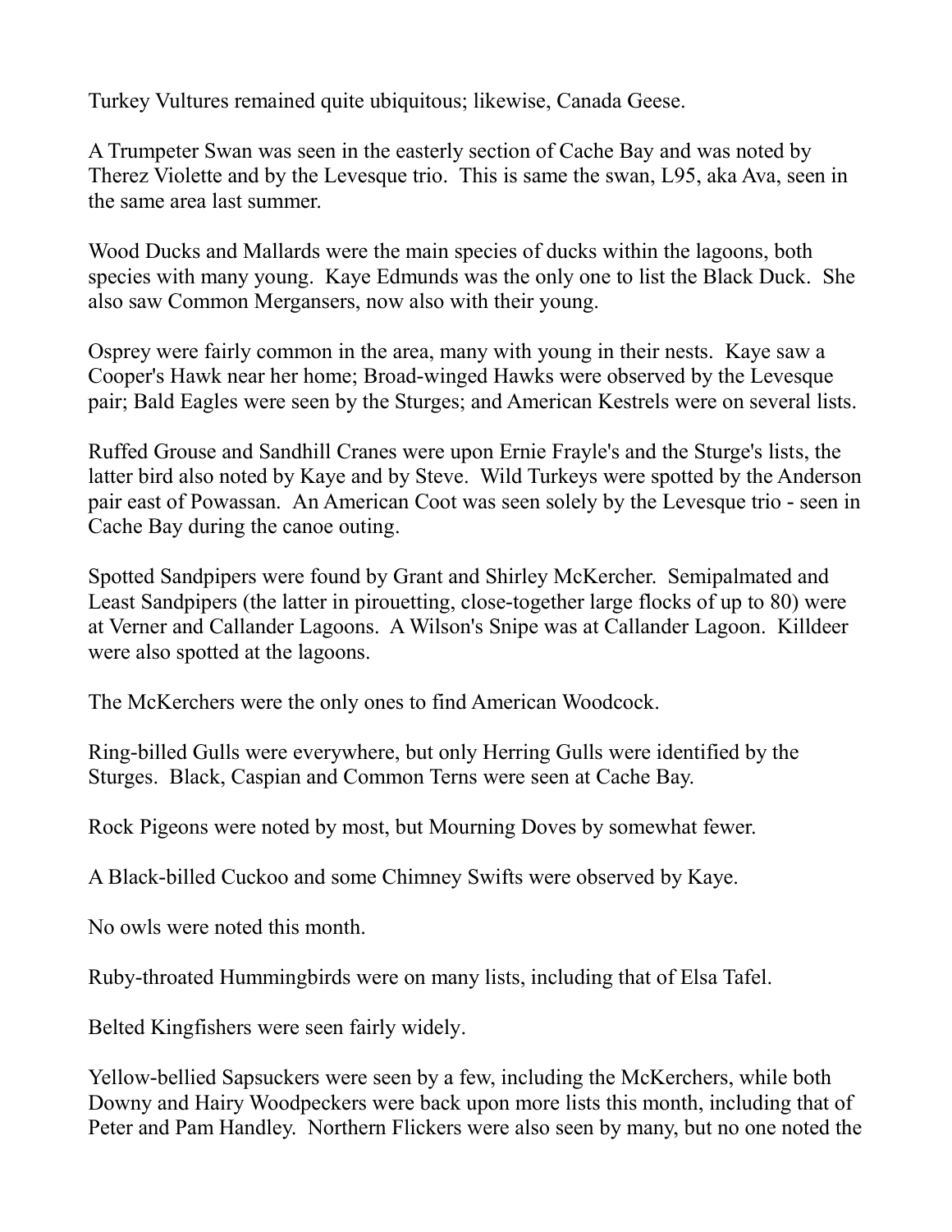Turkey Vultures remained quite ubiquitous; likewise, Canada Geese.

A Trumpeter Swan was seen in the easterly section of Cache Bay and was noted by Therez Violette and by the Levesque trio. This is same the swan, L95, aka Ava, seen in the same area last summer.

Wood Ducks and Mallards were the main species of ducks within the lagoons, both species with many young. Kaye Edmunds was the only one to list the Black Duck. She also saw Common Mergansers, now also with their young.

Osprey were fairly common in the area, many with young in their nests. Kaye saw a Cooper's Hawk near her home; Broad-winged Hawks were observed by the Levesque pair; Bald Eagles were seen by the Sturges; and American Kestrels were on several lists.

Ruffed Grouse and Sandhill Cranes were upon Ernie Frayle's and the Sturge's lists, the latter bird also noted by Kaye and by Steve. Wild Turkeys were spotted by the Anderson pair east of Powassan. An American Coot was seen solely by the Levesque trio - seen in Cache Bay during the canoe outing.

Spotted Sandpipers were found by Grant and Shirley McKercher. Semipalmated and Least Sandpipers (the latter in pirouetting, close-together large flocks of up to 80) were at Verner and Callander Lagoons. A Wilson's Snipe was at Callander Lagoon. Killdeer were also spotted at the lagoons.

The McKerchers were the only ones to find American Woodcock.

Ring-billed Gulls were everywhere, but only Herring Gulls were identified by the Sturges. Black, Caspian and Common Terns were seen at Cache Bay.

Rock Pigeons were noted by most, but Mourning Doves by somewhat fewer.

A Black-billed Cuckoo and some Chimney Swifts were observed by Kaye.

No owls were noted this month.

Ruby-throated Hummingbirds were on many lists, including that of Elsa Tafel.

Belted Kingfishers were seen fairly widely.

Yellow-bellied Sapsuckers were seen by a few, including the McKerchers, while both Downy and Hairy Woodpeckers were back upon more lists this month, including that of Peter and Pam Handley. Northern Flickers were also seen by many, but no one noted the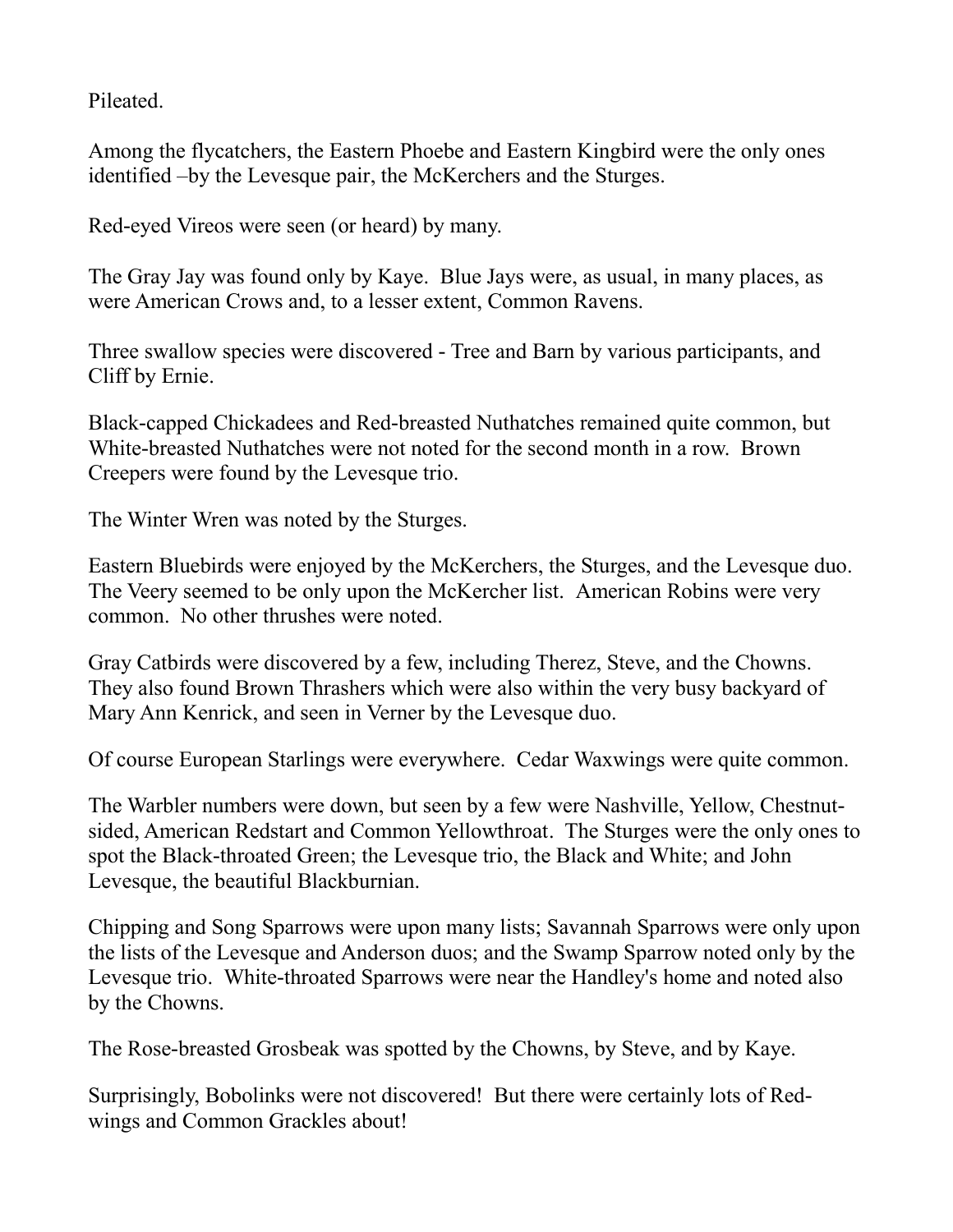Pileated.

Among the flycatchers, the Eastern Phoebe and Eastern Kingbird were the only ones identified –by the Levesque pair, the McKerchers and the Sturges.

Red-eyed Vireos were seen (or heard) by many.

The Gray Jay was found only by Kaye. Blue Jays were, as usual, in many places, as were American Crows and, to a lesser extent, Common Ravens.

Three swallow species were discovered - Tree and Barn by various participants, and Cliff by Ernie.

Black-capped Chickadees and Red-breasted Nuthatches remained quite common, but White-breasted Nuthatches were not noted for the second month in a row. Brown Creepers were found by the Levesque trio.

The Winter Wren was noted by the Sturges.

Eastern Bluebirds were enjoyed by the McKerchers, the Sturges, and the Levesque duo. The Veery seemed to be only upon the McKercher list. American Robins were very common. No other thrushes were noted.

Gray Catbirds were discovered by a few, including Therez, Steve, and the Chowns. They also found Brown Thrashers which were also within the very busy backyard of Mary Ann Kenrick, and seen in Verner by the Levesque duo.

Of course European Starlings were everywhere. Cedar Waxwings were quite common.

The Warbler numbers were down, but seen by a few were Nashville, Yellow, Chestnut-sided, American Redstart and Common Yellowthroat. The Sturges were the only ones to spot the Black-throated Green; the Levesque trio, the Black and White; and John Levesque, the beautiful Blackburnian.

Chipping and Song Sparrows were upon many lists; Savannah Sparrows were only upon the lists of the Levesque and Anderson duos; and the Swamp Sparrow noted only by the Levesque trio. White-throated Sparrows were near the Handley's home and noted also by the Chowns.

The Rose-breasted Grosbeak was spotted by the Chowns, by Steve, and by Kaye.

Surprisingly, Bobolinks were not discovered! But there were certainly lots of Red-wings and Common Grackles about!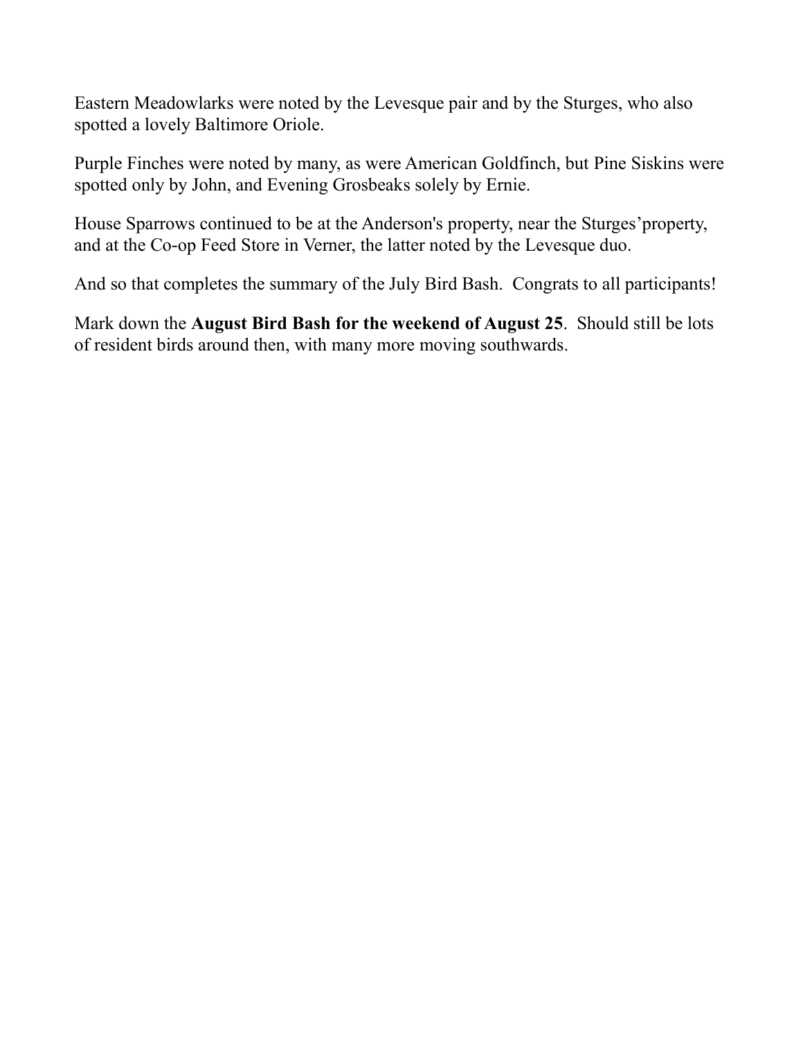Eastern Meadowlarks were noted by the Levesque pair and by the Sturges, who also spotted a lovely Baltimore Oriole.

Purple Finches were noted by many, as were American Goldfinch, but Pine Siskins were spotted only by John, and Evening Grosbeaks solely by Ernie.

House Sparrows continued to be at the Anderson's property, near the Sturges'property, and at the Co-op Feed Store in Verner, the latter noted by the Levesque duo.

And so that completes the summary of the July Bird Bash. Congrats to all participants!

Mark down the **August Bird Bash for the weekend of August 25**. Should still be lots of resident birds around then, with many more moving southwards.